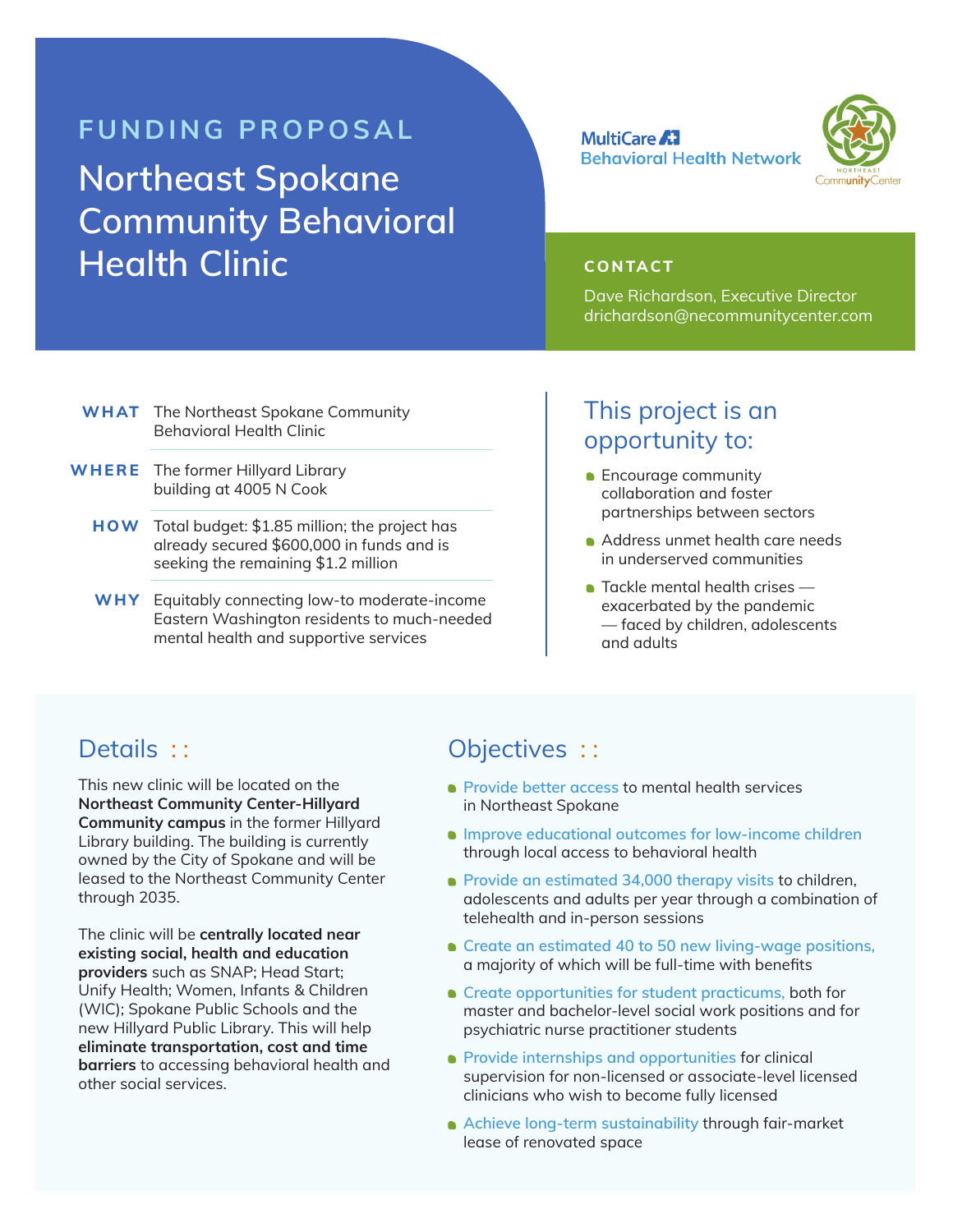FUNDING PROPOSAL

# Northeast Spokane Community Behavioral Health Clinic

MultiCare Behavioral Health Network

Northeast Community Center

**CONTACT**

Dave Richardson, Executive Director
drichardson@necommunitycenter.com

**WHAT** The Northeast Spokane Community Behavioral Health Clinic

**WHERE** The former Hillyard Library building at 4005 N Cook

**HOW** Total budget: $1.85 million; the project has already secured $600,000 in funds and is seeking the remaining $1.2 million

**WHY** Equitably connecting low-to moderate-income Eastern Washington residents to much-needed mental health and supportive services

## This project is an opportunity to:

- Encourage community collaboration and foster partnerships between sectors
- Address unmet health care needs in underserved communities
- Tackle mental health crises — exacerbated by the pandemic — faced by children, adolescents and adults

## Details ::

This new clinic will be located on the **Northeast Community Center-Hillyard Community campus** in the former Hillyard Library building. The building is currently owned by the City of Spokane and will be leased to the Northeast Community Center through 2035.

The clinic will be **centrally located near existing social, health and education providers** such as SNAP; Head Start; Unify Health; Women, Infants & Children (WIC); Spokane Public Schools and the new Hillyard Public Library. This will help **eliminate transportation, cost and time barriers** to accessing behavioral health and other social services.

## Objectives ::

- Provide better access to mental health services in Northeast Spokane
- Improve educational outcomes for low-income children through local access to behavioral health
- Provide an estimated 34,000 therapy visits to children, adolescents and adults per year through a combination of telehealth and in-person sessions
- Create an estimated 40 to 50 new living-wage positions, a majority of which will be full-time with benefits
- Create opportunities for student practicums, both for master and bachelor-level social work positions and for psychiatric nurse practitioner students
- Provide internships and opportunities for clinical supervision for non-licensed or associate-level licensed clinicians who wish to become fully licensed
- Achieve long-term sustainability through fair-market lease of renovated space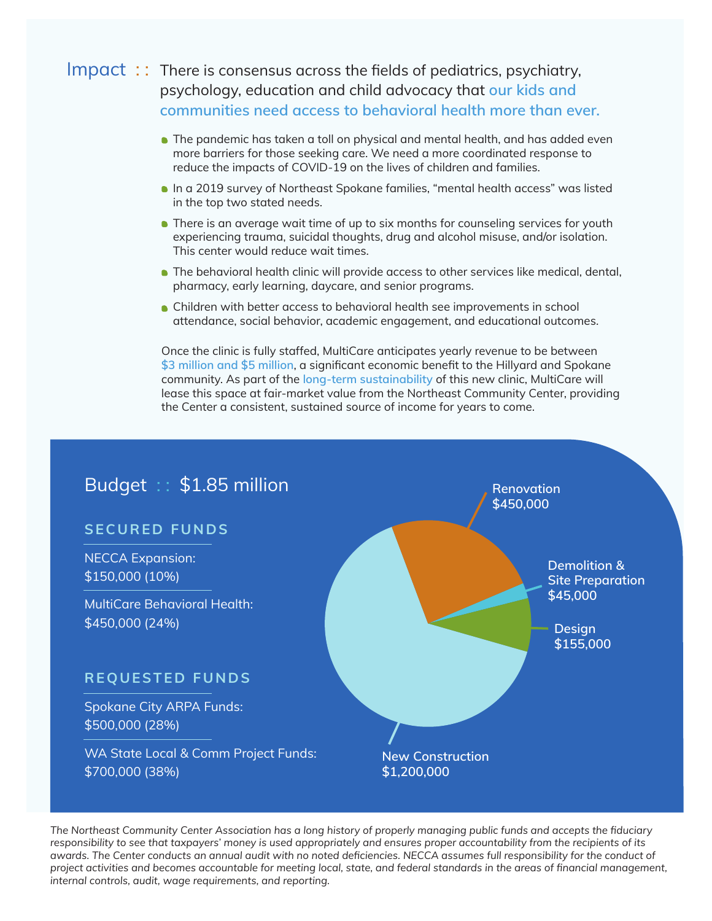## Impact :: There is consensus across the fields of pediatrics, psychiatry, psychology, education and child advocacy that our kids and communities need access to behavioral health more than ever.

- The pandemic has taken a toll on physical and mental health, and has added even more barriers for those seeking care. We need a more coordinated response to reduce the impacts of COVID-19 on the lives of children and families.
- In a 2019 survey of Northeast Spokane families, "mental health access" was listed in the top two stated needs.
- There is an average wait time of up to six months for counseling services for youth experiencing trauma, suicidal thoughts, drug and alcohol misuse, and/or isolation. This center would reduce wait times.
- The behavioral health clinic will provide access to other services like medical, dental, pharmacy, early learning, daycare, and senior programs.
- Children with better access to behavioral health see improvements in school attendance, social behavior, academic engagement, and educational outcomes.

Once the clinic is fully staffed, MultiCare anticipates yearly revenue to be between $3 million and $5 million, a significant economic benefit to the Hillyard and Spokane community. As part of the long-term sustainability of this new clinic, MultiCare will lease this space at fair-market value from the Northeast Community Center, providing the Center a consistent, sustained source of income for years to come.

## Budget :: $1.85 million

### SECURED FUNDS

NECCA Expansion:
$150,000 (10%)

MultiCare Behavioral Health:
$450,000 (24%)

### REQUESTED FUNDS

Spokane City ARPA Funds:
$500,000 (28%)

WA State Local & Comm Project Funds:
$700,000 (38%)

Renovation
$450,000

Demolition & Site Preparation
$45,000

Design
$155,000

New Construction
$1,200,000

*The Northeast Community Center Association has a long history of properly managing public funds and accepts the fiduciary responsibility to see that taxpayers' money is used appropriately and ensures proper accountability from the recipients of its awards. The Center conducts an annual audit with no noted deficiencies. NECCA assumes full responsibility for the conduct of project activities and becomes accountable for meeting local, state, and federal standards in the areas of financial management, internal controls, audit, wage requirements, and reporting.*